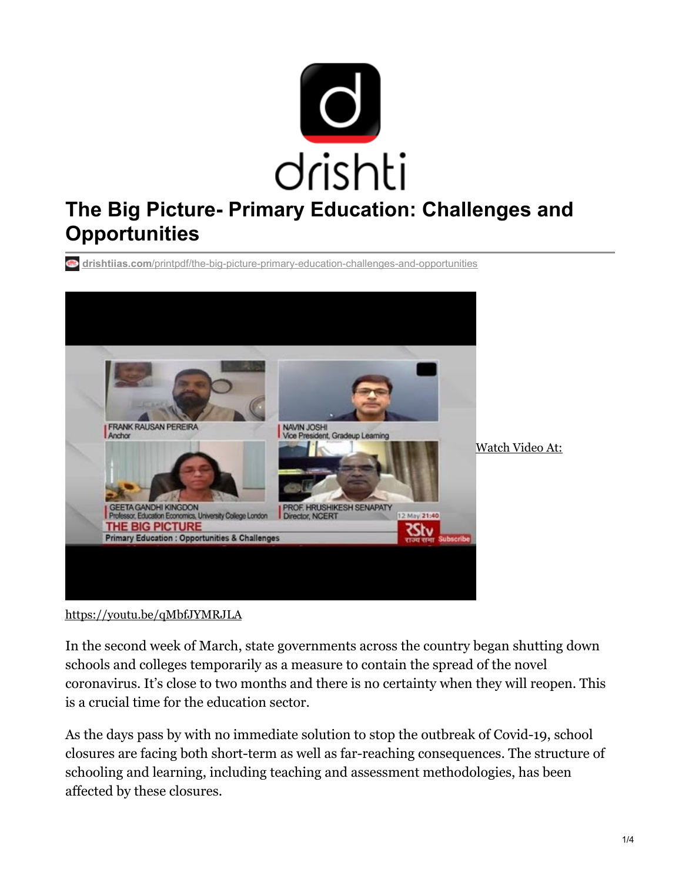# The Big Picture- Primary Education: Challenges and Opportunities

drishtiias.com/printpdf/the-big-picture-primary-education-challenges-and-opportunities

Watch Video At:

https://youtu.be/qMbfJYMRJLA

In the second week of March, state governments across the country began shutting down schools and colleges temporarily as a measure to contain the spread of the novel coronavirus. It's close to two months and there is no certainty when they will reopen. This is a crucial time for the education sector.

As the days pass by with no immediate solution to stop the outbreak of Covid-19, school closures are facing both short-term as well as far-reaching consequences. The structure of schooling and learning, including teaching and assessment methodologies, has been affected by these closures.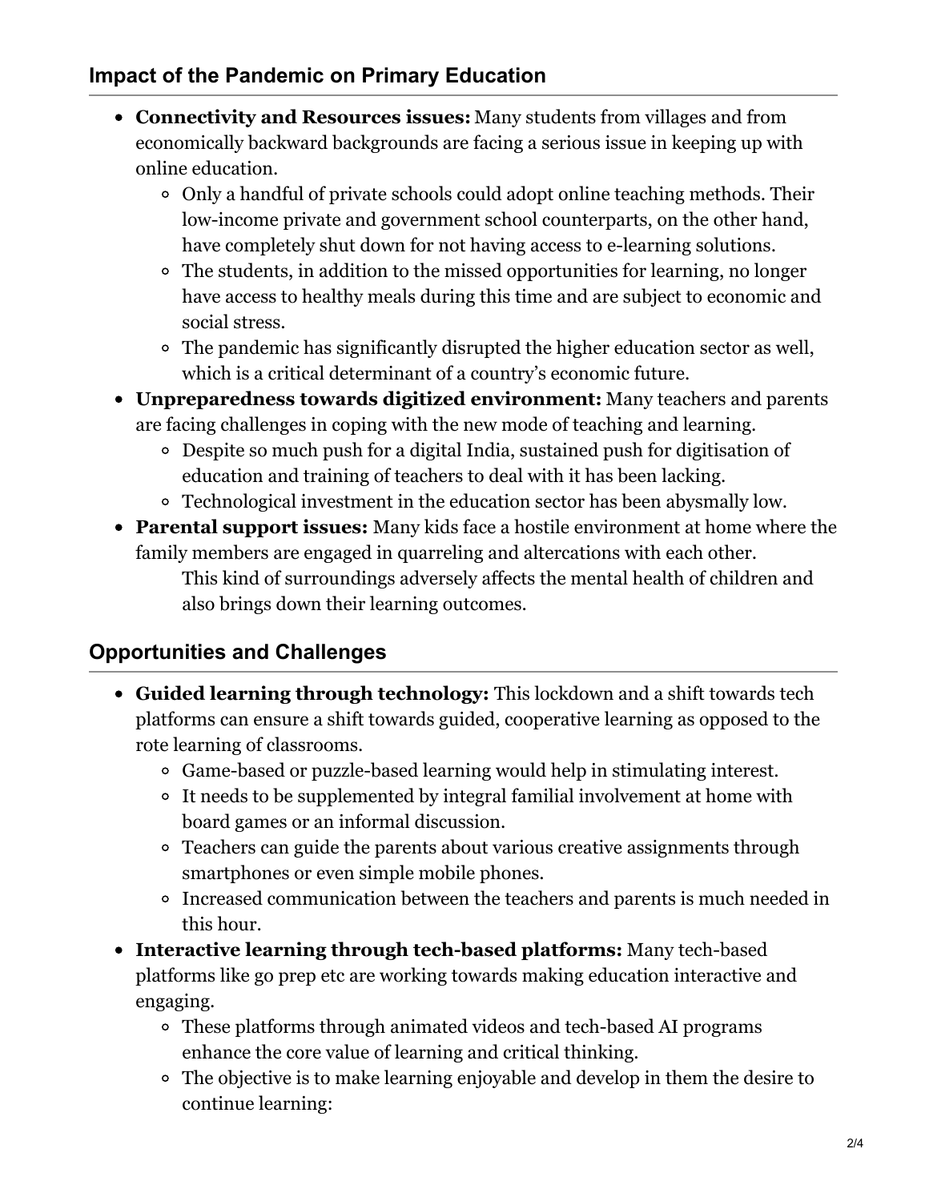## Impact of the Pandemic on Primary Education

- **Connectivity and Resources issues:** Many students from villages and from economically backward backgrounds are facing a serious issue in keeping up with online education.
  - Only a handful of private schools could adopt online teaching methods. Their low-income private and government school counterparts, on the other hand, have completely shut down for not having access to e-learning solutions.
  - The students, in addition to the missed opportunities for learning, no longer have access to healthy meals during this time and are subject to economic and social stress.
  - The pandemic has significantly disrupted the higher education sector as well, which is a critical determinant of a country's economic future.
- **Unpreparedness towards digitized environment:** Many teachers and parents are facing challenges in coping with the new mode of teaching and learning.
  - Despite so much push for a digital India, sustained push for digitisation of education and training of teachers to deal with it has been lacking.
  - Technological investment in the education sector has been abysmally low.
- **Parental support issues:** Many kids face a hostile environment at home where the family members are engaged in quarreling and altercations with each other.
  
  This kind of surroundings adversely affects the mental health of children and also brings down their learning outcomes.

## Opportunities and Challenges

- **Guided learning through technology:** This lockdown and a shift towards tech platforms can ensure a shift towards guided, cooperative learning as opposed to the rote learning of classrooms.
  - Game-based or puzzle-based learning would help in stimulating interest.
  - It needs to be supplemented by integral familial involvement at home with board games or an informal discussion.
  - Teachers can guide the parents about various creative assignments through smartphones or even simple mobile phones.
  - Increased communication between the teachers and parents is much needed in this hour.
- **Interactive learning through tech-based platforms:** Many tech-based platforms like go prep etc are working towards making education interactive and engaging.
  - These platforms through animated videos and tech-based AI programs enhance the core value of learning and critical thinking.
  - The objective is to make learning enjoyable and develop in them the desire to continue learning: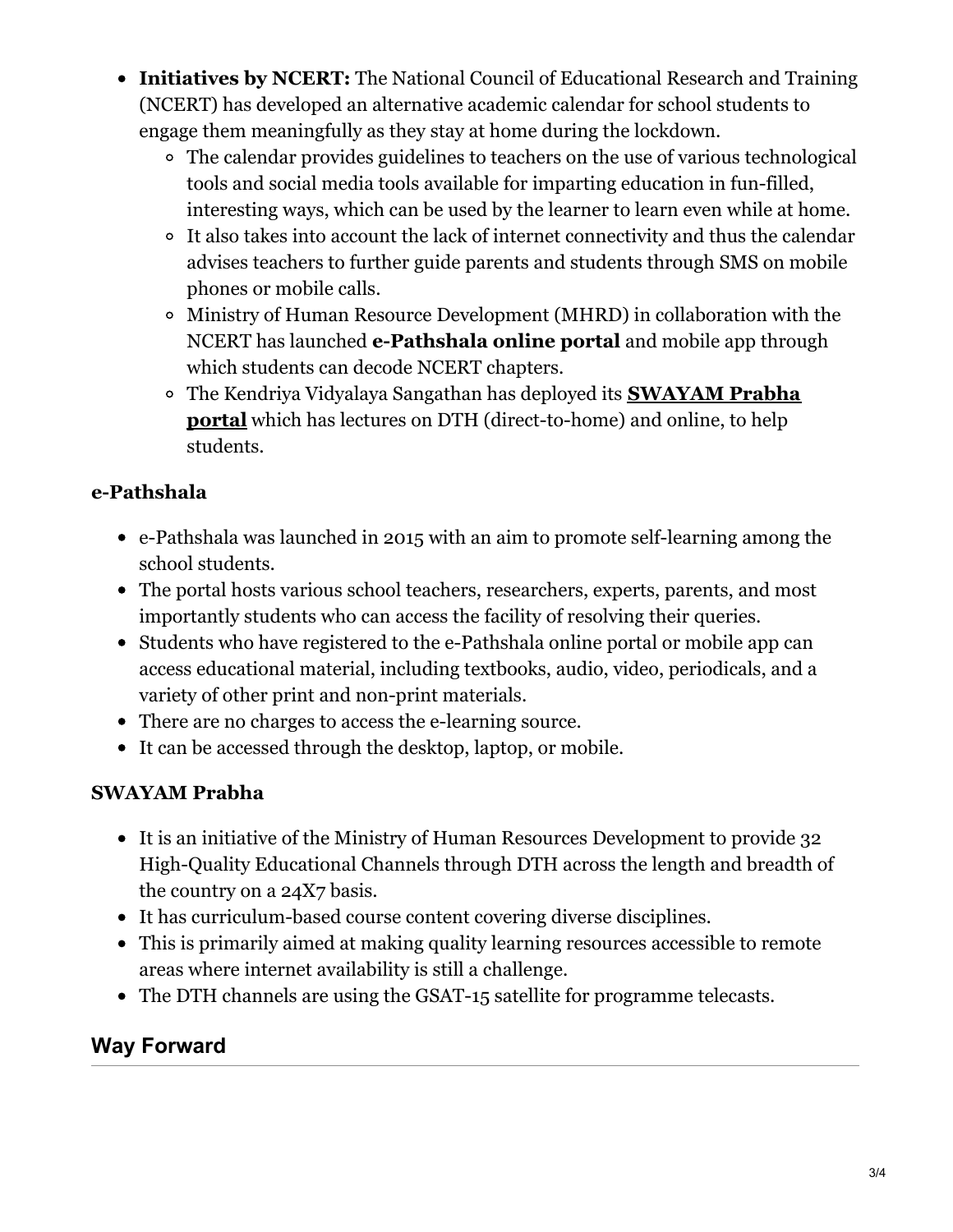- **Initiatives by NCERT:** The National Council of Educational Research and Training (NCERT) has developed an alternative academic calendar for school students to engage them meaningfully as they stay at home during the lockdown.
  - The calendar provides guidelines to teachers on the use of various technological tools and social media tools available for imparting education in fun-filled, interesting ways, which can be used by the learner to learn even while at home.
  - It also takes into account the lack of internet connectivity and thus the calendar advises teachers to further guide parents and students through SMS on mobile phones or mobile calls.
  - Ministry of Human Resource Development (MHRD) in collaboration with the NCERT has launched **e-Pathshala online portal** and mobile app through which students can decode NCERT chapters.
  - The Kendriya Vidyalaya Sangathan has deployed its **SWAYAM Prabha portal** which has lectures on DTH (direct-to-home) and online, to help students.

### e-Pathshala

- e-Pathshala was launched in 2015 with an aim to promote self-learning among the school students.
- The portal hosts various school teachers, researchers, experts, parents, and most importantly students who can access the facility of resolving their queries.
- Students who have registered to the e-Pathshala online portal or mobile app can access educational material, including textbooks, audio, video, periodicals, and a variety of other print and non-print materials.
- There are no charges to access the e-learning source.
- It can be accessed through the desktop, laptop, or mobile.

### SWAYAM Prabha

- It is an initiative of the Ministry of Human Resources Development to provide 32 High-Quality Educational Channels through DTH across the length and breadth of the country on a 24X7 basis.
- It has curriculum-based course content covering diverse disciplines.
- This is primarily aimed at making quality learning resources accessible to remote areas where internet availability is still a challenge.
- The DTH channels are using the GSAT-15 satellite for programme telecasts.

## Way Forward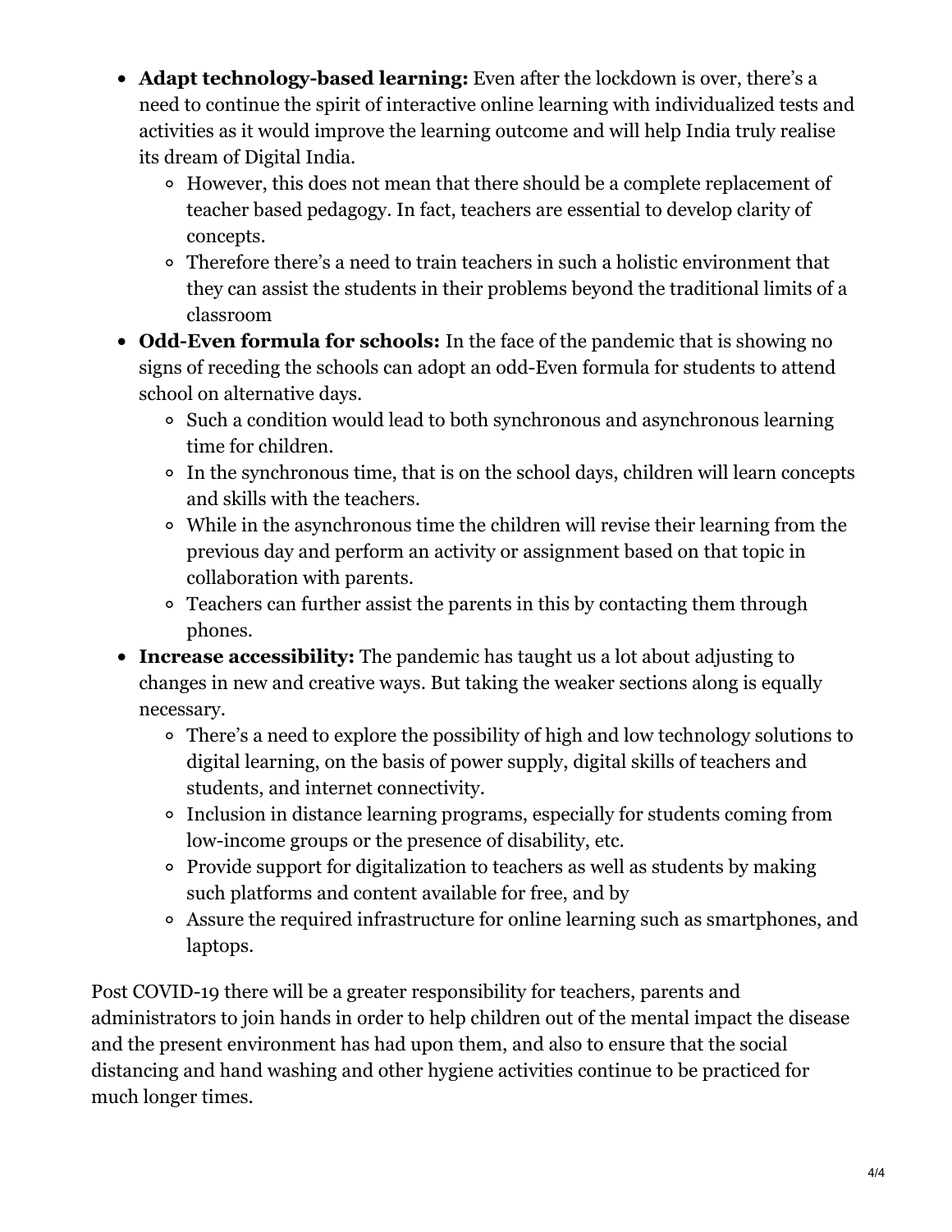- **Adapt technology-based learning:** Even after the lockdown is over, there's a need to continue the spirit of interactive online learning with individualized tests and activities as it would improve the learning outcome and will help India truly realise its dream of Digital India.
    - However, this does not mean that there should be a complete replacement of teacher based pedagogy. In fact, teachers are essential to develop clarity of concepts.
    - Therefore there's a need to train teachers in such a holistic environment that they can assist the students in their problems beyond the traditional limits of a classroom
- **Odd-Even formula for schools:** In the face of the pandemic that is showing no signs of receding the schools can adopt an odd-Even formula for students to attend school on alternative days.
    - Such a condition would lead to both synchronous and asynchronous learning time for children.
    - In the synchronous time, that is on the school days, children will learn concepts and skills with the teachers.
    - While in the asynchronous time the children will revise their learning from the previous day and perform an activity or assignment based on that topic in collaboration with parents.
    - Teachers can further assist the parents in this by contacting them through phones.
- **Increase accessibility:** The pandemic has taught us a lot about adjusting to changes in new and creative ways. But taking the weaker sections along is equally necessary.
    - There's a need to explore the possibility of high and low technology solutions to digital learning, on the basis of power supply, digital skills of teachers and students, and internet connectivity.
    - Inclusion in distance learning programs, especially for students coming from low-income groups or the presence of disability, etc.
    - Provide support for digitalization to teachers as well as students by making such platforms and content available for free, and by
    - Assure the required infrastructure for online learning such as smartphones, and laptops.

Post COVID-19 there will be a greater responsibility for teachers, parents and administrators to join hands in order to help children out of the mental impact the disease and the present environment has had upon them, and also to ensure that the social distancing and hand washing and other hygiene activities continue to be practiced for much longer times.